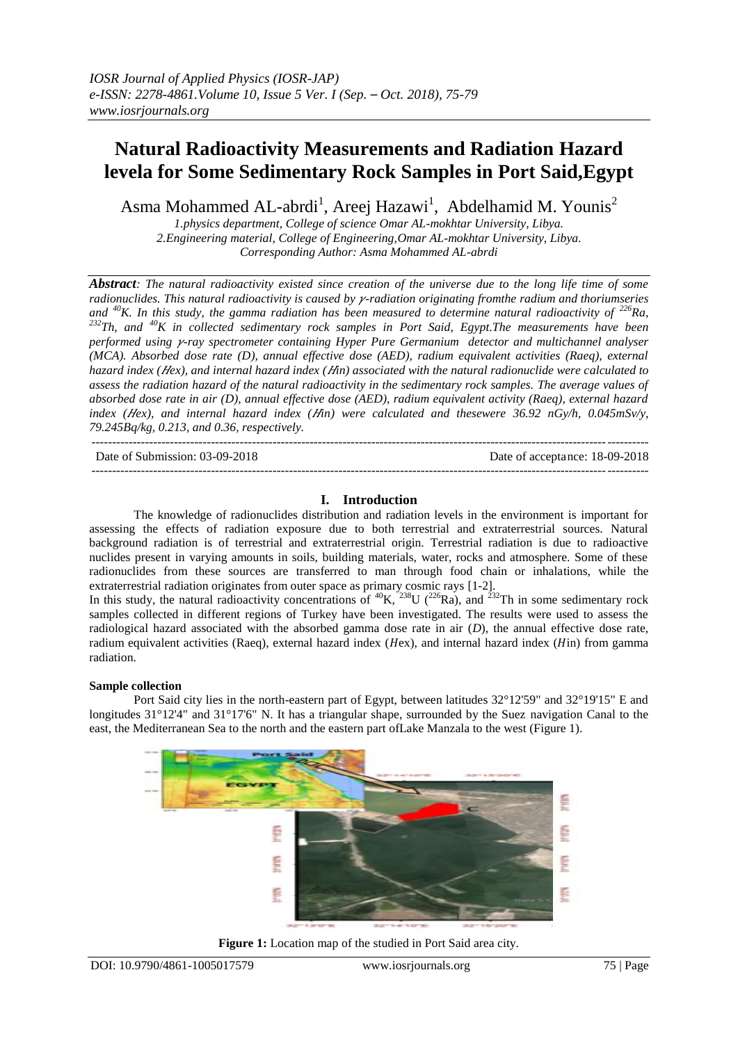# Natural Radioactivity Measurements and Radiation Hazard levela for Some Sedimentary Rock Samples in Port Said,Egypt

Asma Mohammed AL-abrdi[1], Areej Hazawi[1], Abdelhamid M. Younis[2]

*1.physics department, College of science Omar AL-mokhtar University, Libya.*
*2.Engineering material, College of Engineering,Omar AL-mokhtar University, Libya.*
*Corresponding Author: Asma Mohammed AL-abrdi*

***Abstract**: The natural radioactivity existed since creation of the universe due to the long life time of some radionuclides. This natural radioactivity is caused by $\gamma$-radiation originating fromthe radium and thoriumseries and $^{40}K$. In this study, the gamma radiation has been measured to determine natural radioactivity of $^{226}Ra$, $^{232}Th$, and $^{40}K$ in collected sedimentary rock samples in Port Said, Egypt.The measurements have been performed using $\gamma$-ray spectrometer containing Hyper Pure Germanium detector and multichannel analyser (MCA). Absorbed dose rate (D), annual effective dose (AED), radium equivalent activities (Raeq), external hazard index ($H$ex), and internal hazard index ($H$in) associated with the natural radionuclide were calculated to assess the radiation hazard of the natural radioactivity in the sedimentary rock samples. The average values of absorbed dose rate in air (D), annual effective dose (AED), radium equivalent activity (Raeq), external hazard index ($H$ex), and internal hazard index ($H$in) were calculated and thesewere 36.92 nGy/h, 0.045mSv/y, 79.245Bq/kg, 0.213, and 0.36, respectively.*

Date of Submission: 03-09-2018 | Date of acceptance: 18-09-2018

## I. Introduction

The knowledge of radionuclides distribution and radiation levels in the environment is important for assessing the effects of radiation exposure due to both terrestrial and extraterrestrial sources. Natural background radiation is of terrestrial and extraterrestrial origin. Terrestrial radiation is due to radioactive nuclides present in varying amounts in soils, building materials, water, rocks and atmosphere. Some of these radionuclides from these sources are transferred to man through food chain or inhalations, while the extraterrestrial radiation originates from outer space as primary cosmic rays [1-2].

In this study, the natural radioactivity concentrations of $^{40}K$, $^{238}U$ ($^{226}Ra$), and $^{232}Th$ in some sedimentary rock samples collected in different regions of Turkey have been investigated. The results were used to assess the radiological hazard associated with the absorbed gamma dose rate in air ($D$), the annual effective dose rate, radium equivalent activities (Raeq), external hazard index ($H$ex), and internal hazard index ($H$in) from gamma radiation.

### Sample collection

Port Said city lies in the north-eastern part of Egypt, between latitudes 32°12'59" and 32°19'15" E and longitudes 31°12'4" and 31°17'6" N. It has a triangular shape, surrounded by the Suez navigation Canal to the east, the Mediterranean Sea to the north and the eastern part ofLake Manzala to the west (Figure 1).

**Figure 1:** Location map of the studied in Port Said area city.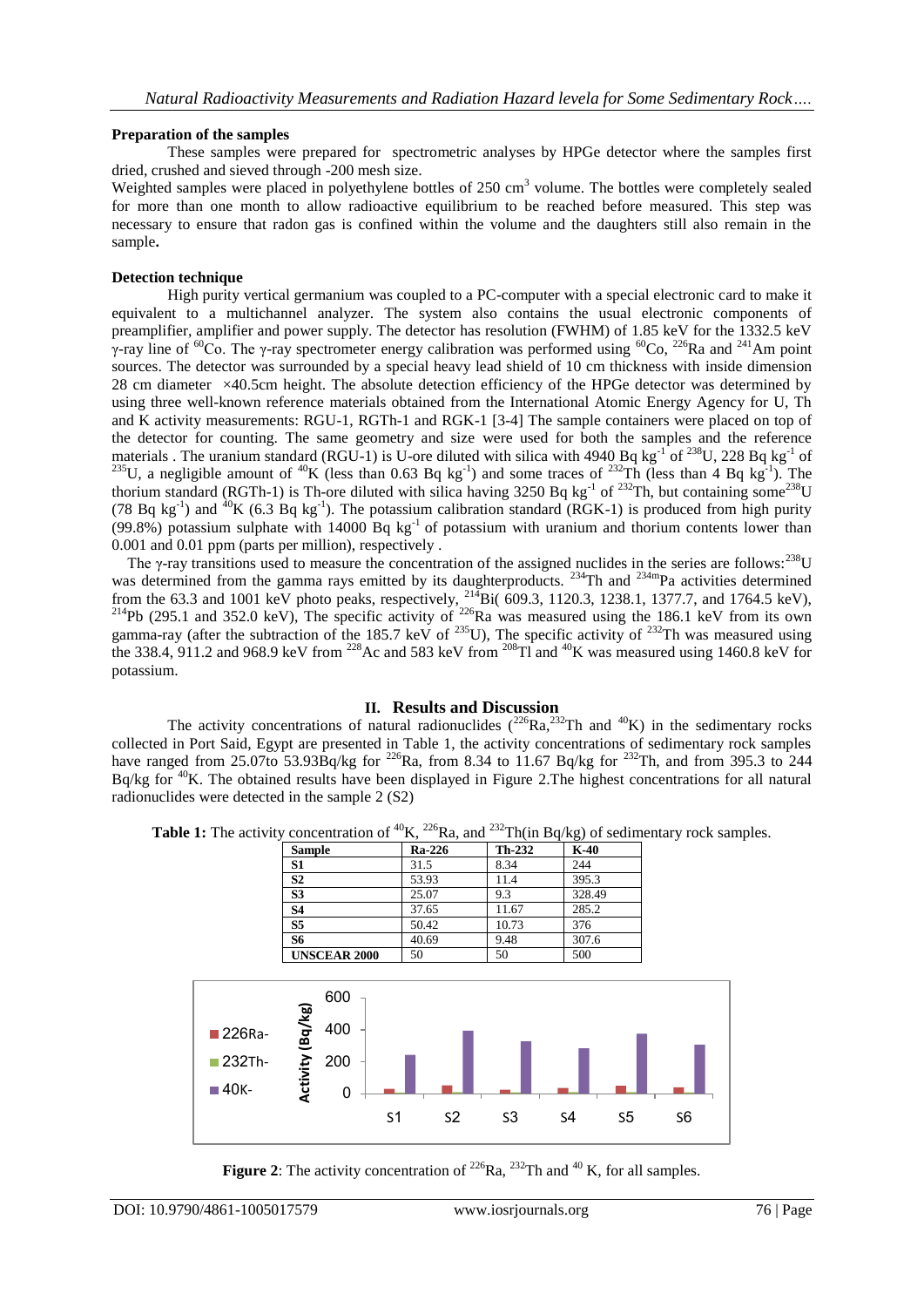### Preparation of the samples

These samples were prepared for spectrometric analyses by HPGe detector where the samples first dried, crushed and sieved through -200 mesh size.

Weighted samples were placed in polyethylene bottles of 250 $cm^3$ volume. The bottles were completely sealed for more than one month to allow radioactive equilibrium to be reached before measured. This step was necessary to ensure that radon gas is confined within the volume and the daughters still also remain in the sample**.**

### Detection technique

High purity vertical germanium was coupled to a PC-computer with a special electronic card to make it equivalent to a multichannel analyzer. The system also contains the usual electronic components of preamplifier, amplifier and power supply. The detector has resolution (FWHM) of 1.85 keV for the 1332.5 keV γ-ray line of $^{60}$Co. The γ-ray spectrometer energy calibration was performed using $^{60}$Co, $^{226}$Ra and $^{241}$Am point sources. The detector was surrounded by a special heavy lead shield of 10 cm thickness with inside dimension 28 cm diameter ×40.5cm height. The absolute detection efficiency of the HPGe detector was determined by using three well-known reference materials obtained from the International Atomic Energy Agency for U, Th and K activity measurements: RGU-1, RGTh-1 and RGK-1 [3-4] The sample containers were placed on top of the detector for counting. The same geometry and size were used for both the samples and the reference materials . The uranium standard (RGU-1) is U-ore diluted with silica with 4940 Bq $kg^{-1}$ of $^{238}$U, 228 Bq $kg^{-1}$ of $^{235}$U, a negligible amount of $^{40}$K (less than 0.63 Bq $kg^{-1}$) and some traces of $^{232}$Th (less than 4 Bq $kg^{-1}$). The thorium standard (RGTh-1) is Th-ore diluted with silica having 3250 Bq $kg^{-1}$ of $^{232}$Th, but containing some $^{238}$U (78 Bq $kg^{-1}$) and $^{40}$K (6.3 Bq $kg^{-1}$). The potassium calibration standard (RGK-1) is produced from high purity (99.8%) potassium sulphate with 14000 Bq $kg^{-1}$ of potassium with uranium and thorium contents lower than 0.001 and 0.01 ppm (parts per million), respectively .

The γ-ray transitions used to measure the concentration of the assigned nuclides in the series are follows: $^{238}$U was determined from the gamma rays emitted by its daughterproducts. $^{234}$Th and $^{234m}$Pa activities determined from the 63.3 and 1001 keV photo peaks, respectively, $^{214}$Bi( 609.3, 1120.3, 1238.1, 1377.7, and 1764.5 keV), $^{214}$Pb (295.1 and 352.0 keV), The specific activity of $^{226}$Ra was measured using the 186.1 keV from its own gamma-ray (after the subtraction of the 185.7 keV of $^{235}$U), The specific activity of $^{232}$Th was measured using the 338.4, 911.2 and 968.9 keV from $^{228}$Ac and 583 keV from $^{208}$Tl and $^{40}$K was measured using 1460.8 keV for potassium.

## II. Results and Discussion

The activity concentrations of natural radionuclides ($^{226}$Ra, $^{232}$Th and $^{40}$K) in the sedimentary rocks collected in Port Said, Egypt are presented in Table 1, the activity concentrations of sedimentary rock samples have ranged from 25.07to 53.93Bq/kg for $^{226}$Ra, from 8.34 to 11.67 Bq/kg for $^{232}$Th, and from 395.3 to 244 Bq/kg for $^{40}$K. The obtained results have been displayed in Figure 2.The highest concentrations for all natural radionuclides were detected in the sample 2 (S2)

**Table 1:** The activity concentration of $^{40}$K, $^{226}$Ra, and $^{232}$Th(in Bq/kg) of sedimentary rock samples.

| Sample | Ra-226 | Th-232 | K-40 |
|---|---|---|---|
| S1 | 31.5 | 8.34 | 244 |
| S2 | 53.93 | 11.4 | 395.3 |
| S3 | 25.07 | 9.3 | 328.49 |
| S4 | 37.65 | 11.67 | 285.2 |
| S5 | 50.42 | 10.73 | 376 |
| S6 | 40.69 | 9.48 | 307.6 |
| UNSCEAR 2000 | 50 | 50 | 500 |

**Figure 2**: The activity concentration of $^{226}$Ra, $^{232}$Th and $^{40}$ K, for all samples.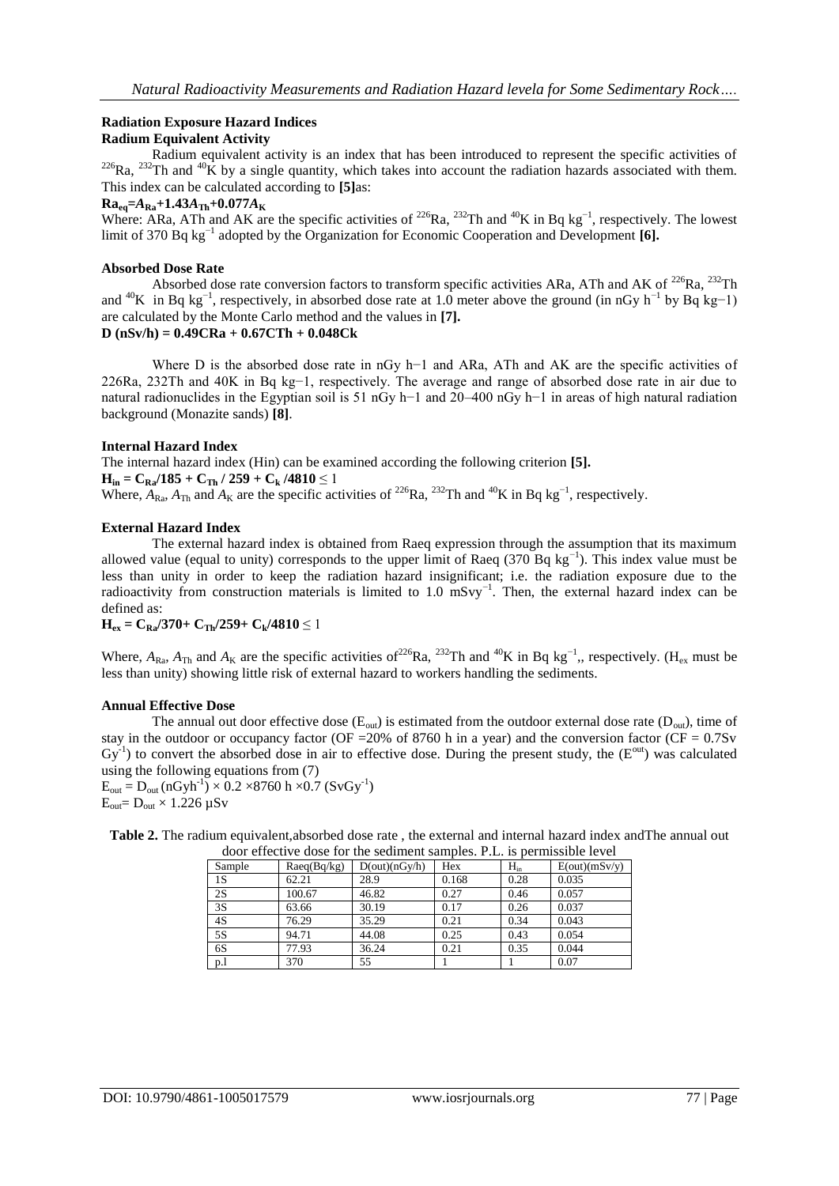### Radiation Exposure Hazard Indices

### Radium Equivalent Activity

Radium equivalent activity is an index that has been introduced to represent the specific activities of $^{226}Ra$, $^{232}Th$ and $^{40}K$ by a single quantity, which takes into account the radiation hazards associated with them. This index can be calculated according to **[5]**as:

$$Ra_{eq}=A_{Ra}+1.43A_{Th}+0.077A_{K}$$

Where: ARa, ATh and AK are the specific activities of $^{226}Ra$, $^{232}Th$ and $^{40}K$ in Bq kg$^{-1}$, respectively. The lowest limit of 370 Bq kg$^{-1}$ adopted by the Organization for Economic Cooperation and Development **[6].**

### Absorbed Dose Rate

Absorbed dose rate conversion factors to transform specific activities ARa, ATh and AK of $^{226}Ra$, $^{232}Th$ and $^{40}K$ in Bq kg$^{-1}$, respectively, in absorbed dose rate at 1.0 meter above the ground (in nGy h$^{-1}$ by Bq kg−1) are calculated by the Monte Carlo method and the values in **[7].**

$$D\ (nSv/h) = 0.49C_{Ra} + 0.67C_{Th} + 0.048C_{k}$$

Where D is the absorbed dose rate in nGy h−1 and ARa, ATh and AK are the specific activities of 226Ra, 232Th and 40K in Bq kg−1, respectively. The average and range of absorbed dose rate in air due to natural radionuclides in the Egyptian soil is 51 nGy h−1 and 20–400 nGy h−1 in areas of high natural radiation background (Monazite sands) **[8]**.

### Internal Hazard Index

The internal hazard index (Hin) can be examined according the following criterion **[5].**

$$H_{in} = C_{Ra}/185 + C_{Th} / 259 + C_{k} /4810 \leq 1$$

Where, $A_{Ra}$, $A_{Th}$ and $A_{K}$ are the specific activities of $^{226}Ra$, $^{232}Th$ and $^{40}K$ in Bq kg$^{-1}$, respectively.

### External Hazard Index

The external hazard index is obtained from Raeq expression through the assumption that its maximum allowed value (equal to unity) corresponds to the upper limit of Raeq (370 Bq kg$^{-1}$). This index value must be less than unity in order to keep the radiation hazard insignificant; i.e. the radiation exposure due to the radioactivity from construction materials is limited to 1.0 mSvy$^{-1}$. Then, the external hazard index can be defined as:

$$H_{ex} = C_{Ra}/370+ C_{Th}/259+ C_{k}/4810 \leq 1$$

Where, $A_{Ra}$, $A_{Th}$ and $A_{K}$ are the specific activities of$^{226}Ra$, $^{232}Th$ and $^{40}K$ in Bq kg$^{-1}$,, respectively. ($H_{ex}$ must be less than unity) showing little risk of external hazard to workers handling the sediments.

### Annual Effective Dose

The annual out door effective dose ($E_{out}$) is estimated from the outdoor external dose rate ($D_{out}$), time of stay in the outdoor or occupancy factor (OF =20% of 8760 h in a year) and the conversion factor (CF = 0.7Sv Gy$^{-1}$) to convert the absorbed dose in air to effective dose. During the present study, the ($E^{out}$) was calculated using the following equations from (7)

$$E_{out} = D_{out}\ (nGyh^{-1}) \times 0.2 \times 8760\ h \times 0.7\ (SvGy^{-1})$$

$$E_{out}= D_{out} \times 1.226\ \mu Sv$$

**Table 2.** The radium equivalent,absorbed dose rate , the external and internal hazard index andThe annual out door effective dose for the sediment samples. P.L. is permissible level

| Sample | Raeq(Bq/kg) | D(out)(nGy/h) | Hex | $H_{in}$ | E(out)(mSv/y) |
|---|---|---|---|---|---|
| 1S | 62.21 | 28.9 | 0.168 | 0.28 | 0.035 |
| 2S | 100.67 | 46.82 | 0.27 | 0.46 | 0.057 |
| 3S | 63.66 | 30.19 | 0.17 | 0.26 | 0.037 |
| 4S | 76.29 | 35.29 | 0.21 | 0.34 | 0.043 |
| 5S | 94.71 | 44.08 | 0.25 | 0.43 | 0.054 |
| 6S | 77.93 | 36.24 | 0.21 | 0.35 | 0.044 |
| p.l | 370 | 55 | 1 | 1 | 0.07 |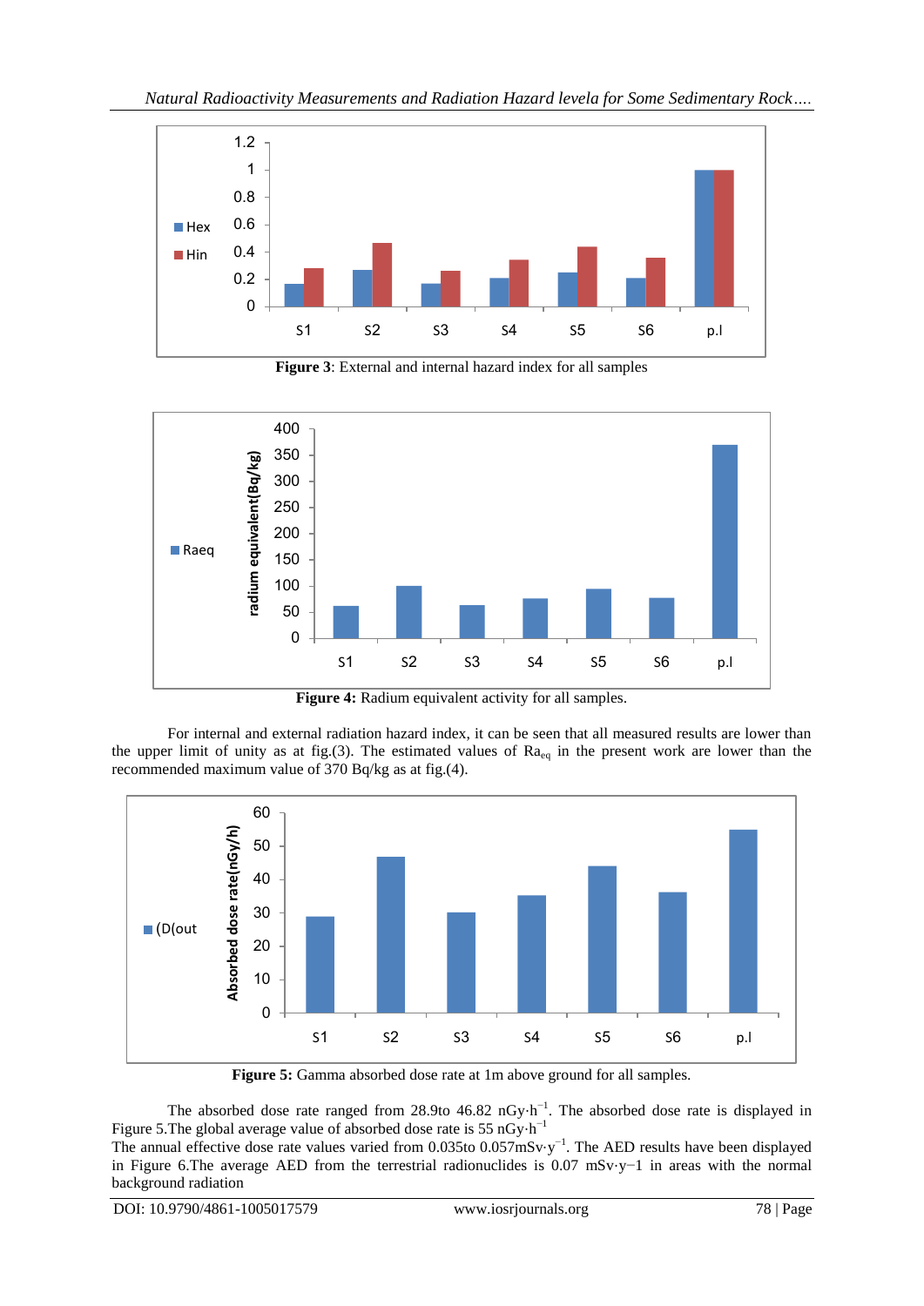**Figure 3**: External and internal hazard index for all samples

**Figure 4:** Radium equivalent activity for all samples.

For internal and external radiation hazard index, it can be seen that all measured results are lower than the upper limit of unity as at fig.(3). The estimated values of $Ra_{eq}$ in the present work are lower than the recommended maximum value of 370 Bq/kg as at fig.(4).

**Figure 5:** Gamma absorbed dose rate at 1m above ground for all samples.

The absorbed dose rate ranged from 28.9to 46.82 $nGy \cdot h^{-1}$. The absorbed dose rate is displayed in Figure 5.The global average value of absorbed dose rate is 55 $nGy \cdot h^{-1}$

The annual effective dose rate values varied from 0.035to 0.057$mSv \cdot y^{-1}$. The AED results have been displayed in Figure 6.The average AED from the terrestrial radionuclides is 0.07 $mSv \cdot y{-1}$ in areas with the normal background radiation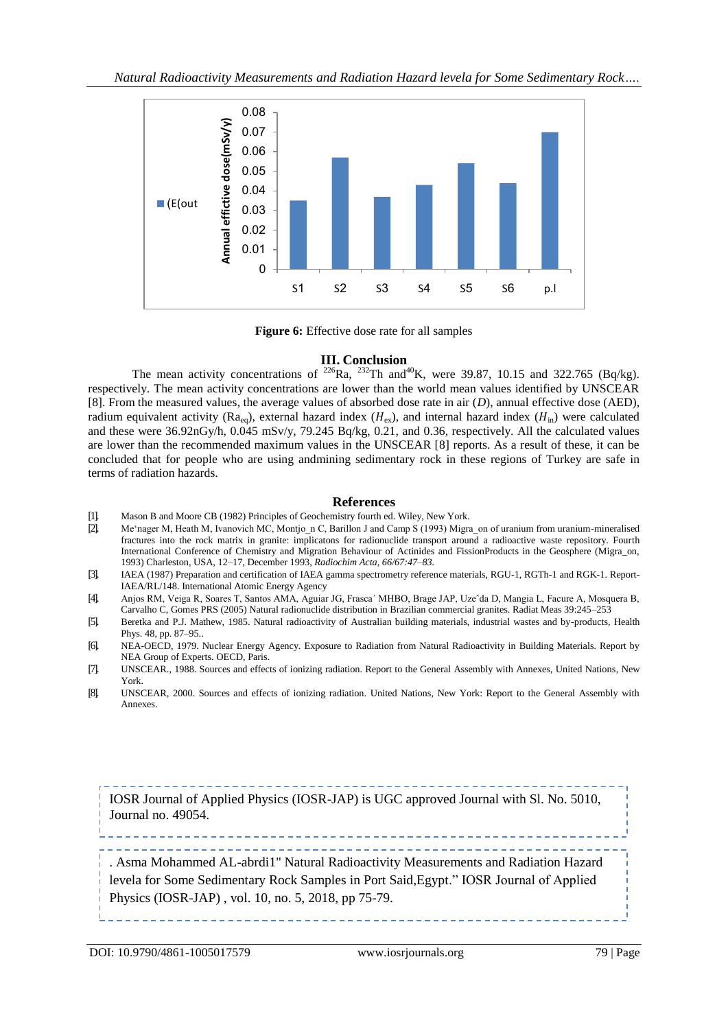0.08
0.07
0.06
0.05
0.04
0.03
0.02
0.01
0

Annual effictive dose(mSv/y)

(E(out

S1 S2 S3 S4 S5 S6 p.I

**Figure 6:** Effective dose rate for all samples

## III. Conclusion

The mean activity concentrations of $^{226}$Ra, $^{232}$Th and$^{40}$K, were 39.87, 10.15 and 322.765 (Bq/kg). respectively. The mean activity concentrations are lower than the world mean values identified by UNSCEAR [8]. From the measured values, the average values of absorbed dose rate in air ($D$), annual effective dose (AED), radium equivalent activity ($Ra_{eq}$), external hazard index ($H_{ex}$), and internal hazard index ($H_{in}$) were calculated and these were 36.92nGy/h, 0.045 mSv/y, 79.245 Bq/kg, 0.21, and 0.36, respectively. All the calculated values are lower than the recommended maximum values in the UNSCEAR [8] reports. As a result of these, it can be concluded that for people who are using andmining sedimentary rock in these regions of Turkey are safe in terms of radiation hazards.

## References

[1]. Mason B and Moore CB (1982) Principles of Geochemistry fourth ed. Wiley, New York.

[2]. Me'nager M, Heath M, Ivanovich MC, Montjo_n C, Barillon J and Camp S (1993) Migra_on of uranium from uranium-mineralised fractures into the rock matrix in granite: implicatons for radionuclide transport around a radioactive waste repository. Fourth International Conference of Chemistry and Migration Behaviour of Actinides and FissionProducts in the Geosphere (Migra_on, 1993) Charleston, USA, 12–17, December 1993, *Radiochim Acta, 66/67:47–83.*

[3]. IAEA (1987) Preparation and certification of IAEA gamma spectrometry reference materials, RGU-1, RGTh-1 and RGK-1. Report-IAEA/RL/148. International Atomic Energy Agency

[4]. Anjos RM, Veiga R, Soares T, Santos AMA, Aguiar JG, Frasca´ MHBO, Brage JAP, Uzeˆda D, Mangia L, Facure A, Mosquera B, Carvalho C, Gomes PRS (2005) Natural radionuclide distribution in Brazilian commercial granites. Radiat Meas 39:245–253

[5]. Beretka and P.J. Mathew, 1985. Natural radioactivity of Australian building materials, industrial wastes and by-products, Health Phys. 48, pp. 87–95..

[6]. NEA-OECD, 1979. Nuclear Energy Agency. Exposure to Radiation from Natural Radioactivity in Building Materials. Report by NEA Group of Experts. OECD, Paris.

[7]. UNSCEAR., 1988. Sources and effects of ionizing radiation. Report to the General Assembly with Annexes, United Nations, New York.

[8]. UNSCEAR, 2000. Sources and effects of ionizing radiation. United Nations, New York: Report to the General Assembly with Annexes.

IOSR Journal of Applied Physics (IOSR-JAP) is UGC approved Journal with Sl. No. 5010, Journal no. 49054.

. Asma Mohammed AL-abrdi1" Natural Radioactivity Measurements and Radiation Hazard levela for Some Sedimentary Rock Samples in Port Said,Egypt." IOSR Journal of Applied Physics (IOSR-JAP) , vol. 10, no. 5, 2018, pp 75-79.